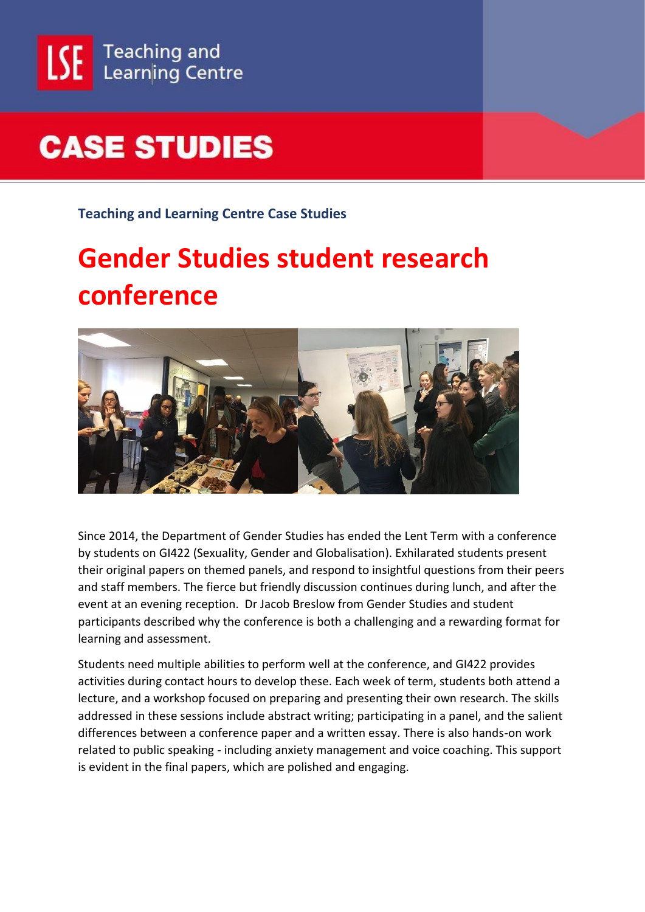LSE Teaching and Learning Centre

# CASE STUDIES

**Teaching and Learning Centre Case Studies**

## Gender Studies student research conference

Since 2014, the Department of Gender Studies has ended the Lent Term with a conference by students on GI422 (Sexuality, Gender and Globalisation). Exhilarated students present their original papers on themed panels, and respond to insightful questions from their peers and staff members. The fierce but friendly discussion continues during lunch, and after the event at an evening reception. Dr Jacob Breslow from Gender Studies and student participants described why the conference is both a challenging and a rewarding format for learning and assessment.

Students need multiple abilities to perform well at the conference, and GI422 provides activities during contact hours to develop these. Each week of term, students both attend a lecture, and a workshop focused on preparing and presenting their own research. The skills addressed in these sessions include abstract writing; participating in a panel, and the salient differences between a conference paper and a written essay. There is also hands-on work related to public speaking - including anxiety management and voice coaching. This support is evident in the final papers, which are polished and engaging.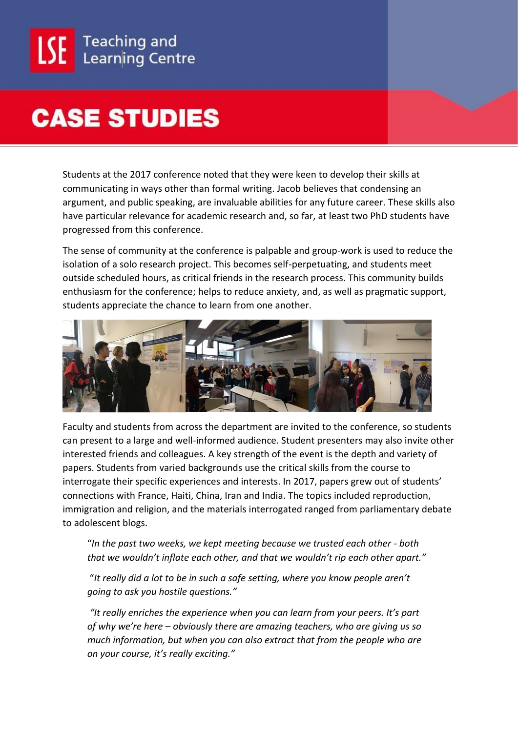Students at the 2017 conference noted that they were keen to develop their skills at communicating in ways other than formal writing. Jacob believes that condensing an argument, and public speaking, are invaluable abilities for any future career. These skills also have particular relevance for academic research and, so far, at least two PhD students have progressed from this conference.

The sense of community at the conference is palpable and group-work is used to reduce the isolation of a solo research project. This becomes self-perpetuating, and students meet outside scheduled hours, as critical friends in the research process. This community builds enthusiasm for the conference; helps to reduce anxiety, and, as well as pragmatic support, students appreciate the chance to learn from one another.

Faculty and students from across the department are invited to the conference, so students can present to a large and well-informed audience. Student presenters may also invite other interested friends and colleagues. A key strength of the event is the depth and variety of papers. Students from varied backgrounds use the critical skills from the course to interrogate their specific experiences and interests. In 2017, papers grew out of students' connections with France, Haiti, China, Iran and India. The topics included reproduction, immigration and religion, and the materials interrogated ranged from parliamentary debate to adolescent blogs.

> "*In the past two weeks, we kept meeting because we trusted each other - both that we wouldn't inflate each other, and that we wouldn't rip each other apart.*"
>
> "*It really did a lot to be in such a safe setting, where you know people aren't going to ask you hostile questions.*"
>
> *"It really enriches the experience when you can learn from your peers. It's part of why we're here – obviously there are amazing teachers, who are giving us so much information, but when you can also extract that from the people who are on your course, it's really exciting."*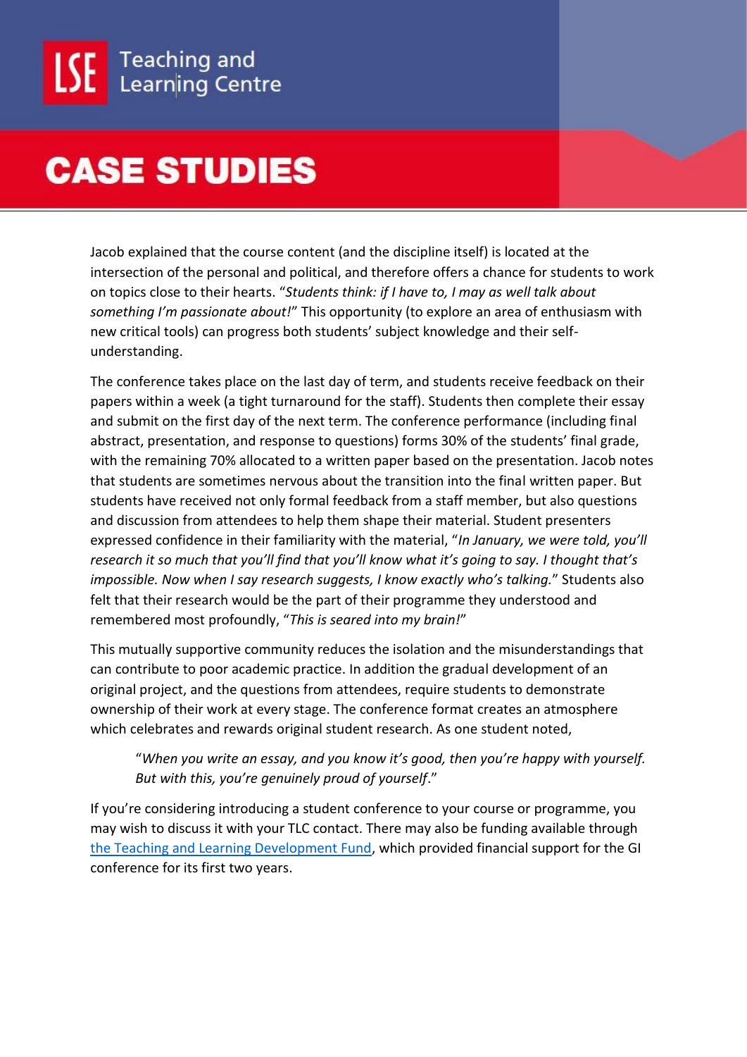Jacob explained that the course content (and the discipline itself) is located at the intersection of the personal and political, and therefore offers a chance for students to work on topics close to their hearts. "*Students think: if I have to, I may as well talk about something I'm passionate about!*" This opportunity (to explore an area of enthusiasm with new critical tools) can progress both students' subject knowledge and their self-understanding.

The conference takes place on the last day of term, and students receive feedback on their papers within a week (a tight turnaround for the staff). Students then complete their essay and submit on the first day of the next term. The conference performance (including final abstract, presentation, and response to questions) forms 30% of the students' final grade, with the remaining 70% allocated to a written paper based on the presentation. Jacob notes that students are sometimes nervous about the transition into the final written paper. But students have received not only formal feedback from a staff member, but also questions and discussion from attendees to help them shape their material. Student presenters expressed confidence in their familiarity with the material, "*In January, we were told, you'll research it so much that you'll find that you'll know what it's going to say. I thought that's impossible. Now when I say research suggests, I know exactly who's talking.*" Students also felt that their research would be the part of their programme they understood and remembered most profoundly, "*This is seared into my brain!*"

This mutually supportive community reduces the isolation and the misunderstandings that can contribute to poor academic practice. In addition the gradual development of an original project, and the questions from attendees, require students to demonstrate ownership of their work at every stage. The conference format creates an atmosphere which celebrates and rewards original student research. As one student noted,

> "*When you write an essay, and you know it's good, then you're happy with yourself. But with this, you're genuinely proud of yourself*."

If you're considering introducing a student conference to your course or programme, you may wish to discuss it with your TLC contact. There may also be funding available through the Teaching and Learning Development Fund, which provided financial support for the GI conference for its first two years.